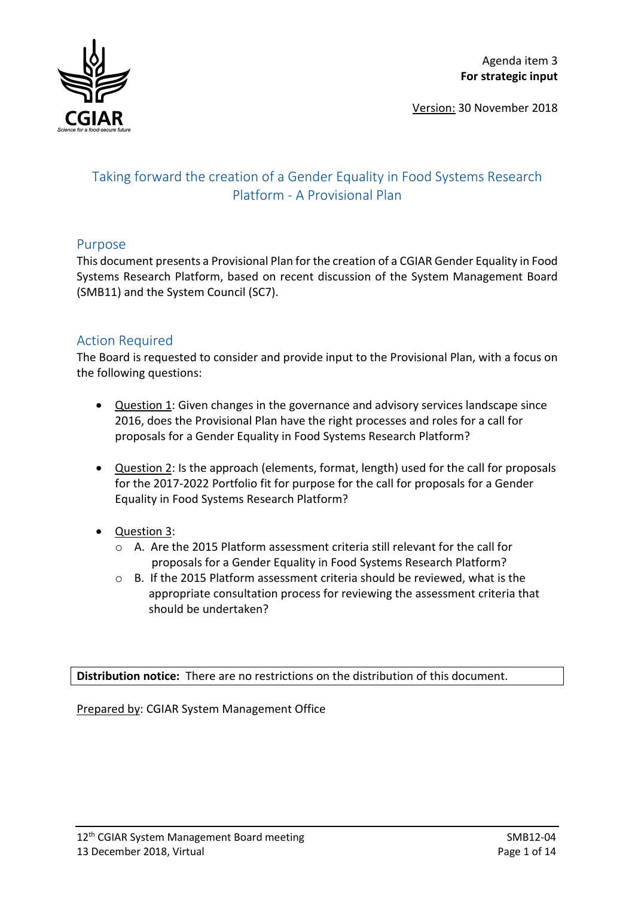Agenda item 3
**For strategic input**

Version: 30 November 2018

# Taking forward the creation of a Gender Equality in Food Systems Research Platform - A Provisional Plan

## Purpose

This document presents a Provisional Plan for the creation of a CGIAR Gender Equality in Food Systems Research Platform, based on recent discussion of the System Management Board (SMB11) and the System Council (SC7).

## Action Required

The Board is requested to consider and provide input to the Provisional Plan, with a focus on the following questions:

- Question 1: Given changes in the governance and advisory services landscape since 2016, does the Provisional Plan have the right processes and roles for a call for proposals for a Gender Equality in Food Systems Research Platform?
- Question 2: Is the approach (elements, format, length) used for the call for proposals for the 2017-2022 Portfolio fit for purpose for the call for proposals for a Gender Equality in Food Systems Research Platform?
- Question 3:
    - A. Are the 2015 Platform assessment criteria still relevant for the call for proposals for a Gender Equality in Food Systems Research Platform?
    - B. If the 2015 Platform assessment criteria should be reviewed, what is the appropriate consultation process for reviewing the assessment criteria that should be undertaken?

**Distribution notice:** There are no restrictions on the distribution of this document.

Prepared by: CGIAR System Management Office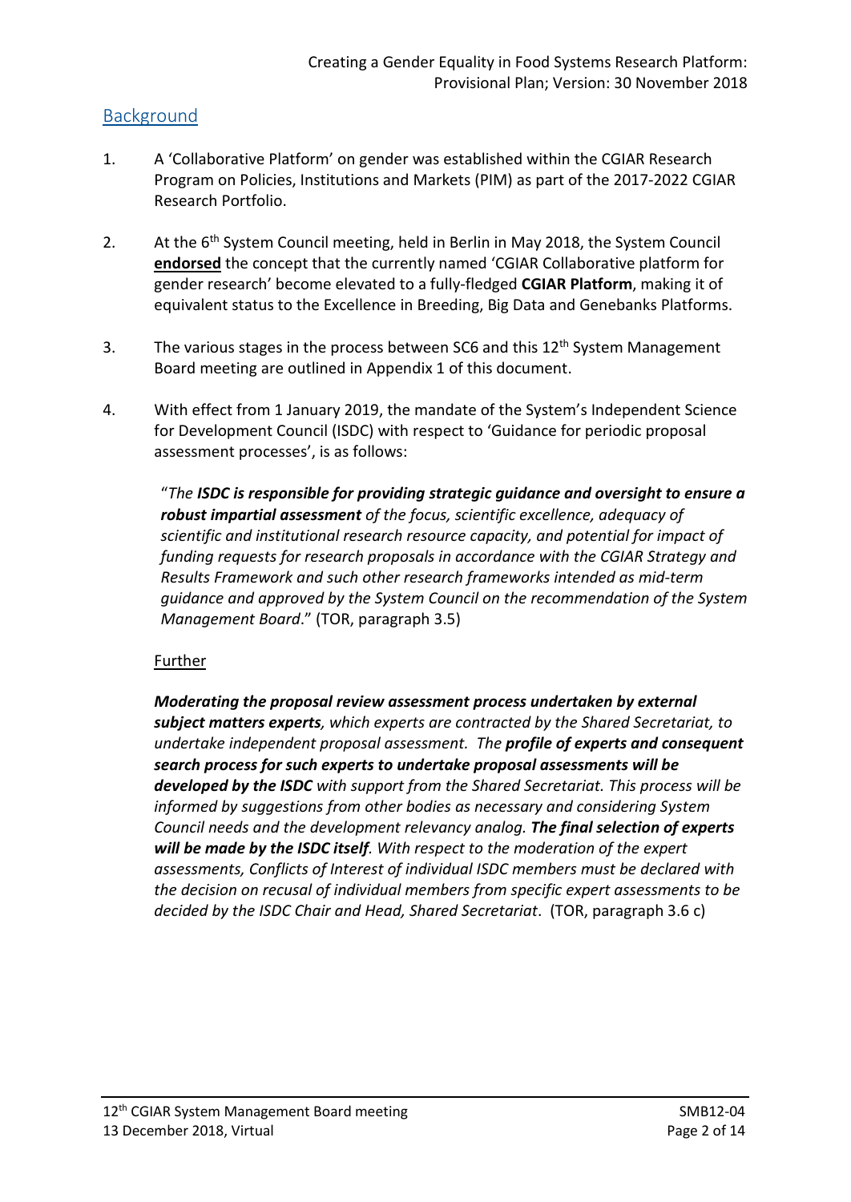## Background

1. A 'Collaborative Platform' on gender was established within the CGIAR Research Program on Policies, Institutions and Markets (PIM) as part of the 2017-2022 CGIAR Research Portfolio.

2. At the 6th System Council meeting, held in Berlin in May 2018, the System Council **endorsed** the concept that the currently named 'CGIAR Collaborative platform for gender research' become elevated to a fully-fledged **CGIAR Platform**, making it of equivalent status to the Excellence in Breeding, Big Data and Genebanks Platforms.

3. The various stages in the process between SC6 and this 12th System Management Board meeting are outlined in Appendix 1 of this document.

4. With effect from 1 January 2019, the mandate of the System's Independent Science for Development Council (ISDC) with respect to 'Guidance for periodic proposal assessment processes', is as follows:

   "*The* ***ISDC is responsible for providing strategic guidance and oversight to ensure a robust impartial assessment*** *of the focus, scientific excellence, adequacy of scientific and institutional research resource capacity, and potential for impact of funding requests for research proposals in accordance with the CGIAR Strategy and Results Framework and such other research frameworks intended as mid-term guidance and approved by the System Council on the recommendation of the System Management Board*." (TOR, paragraph 3.5)

   Further

   ***Moderating the proposal review assessment process undertaken by external subject matters experts****, which experts are contracted by the Shared Secretariat, to undertake independent proposal assessment. The* ***profile of experts and consequent search process for such experts to undertake proposal assessments will be developed by the ISDC*** *with support from the Shared Secretariat. This process will be informed by suggestions from other bodies as necessary and considering System Council needs and the development relevancy analog.* ***The final selection of experts will be made by the ISDC itself****. With respect to the moderation of the expert assessments, Conflicts of Interest of individual ISDC members must be declared with the decision on recusal of individual members from specific expert assessments to be decided by the ISDC Chair and Head, Shared Secretariat*. (TOR, paragraph 3.6 c)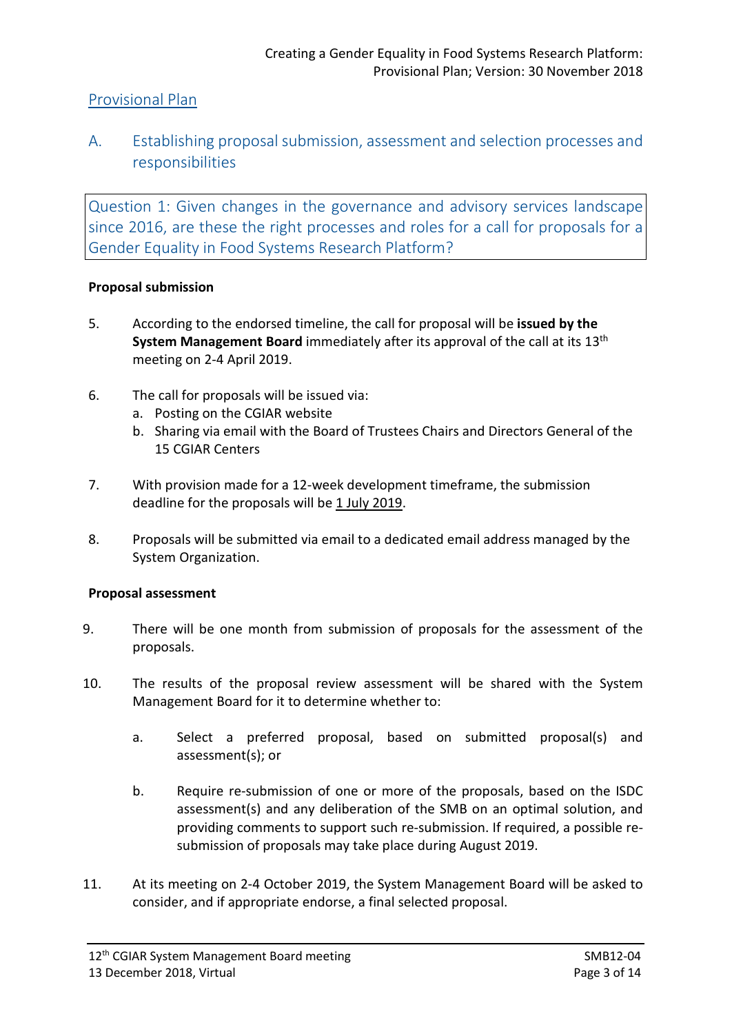## Provisional Plan

### A. Establishing proposal submission, assessment and selection processes and responsibilities

Question 1: Given changes in the governance and advisory services landscape since 2016, are these the right processes and roles for a call for proposals for a Gender Equality in Food Systems Research Platform?

**Proposal submission**

5. According to the endorsed timeline, the call for proposal will be **issued by the System Management Board** immediately after its approval of the call at its 13th meeting on 2-4 April 2019.

6. The call for proposals will be issued via:
   a. Posting on the CGIAR website
   b. Sharing via email with the Board of Trustees Chairs and Directors General of the 15 CGIAR Centers

7. With provision made for a 12-week development timeframe, the submission deadline for the proposals will be 1 July 2019.

8. Proposals will be submitted via email to a dedicated email address managed by the System Organization.

**Proposal assessment**

9. There will be one month from submission of proposals for the assessment of the proposals.

10. The results of the proposal review assessment will be shared with the System Management Board for it to determine whether to:

    a. Select a preferred proposal, based on submitted proposal(s) and assessment(s); or

    b. Require re-submission of one or more of the proposals, based on the ISDC assessment(s) and any deliberation of the SMB on an optimal solution, and providing comments to support such re-submission. If required, a possible re-submission of proposals may take place during August 2019.

11. At its meeting on 2-4 October 2019, the System Management Board will be asked to consider, and if appropriate endorse, a final selected proposal.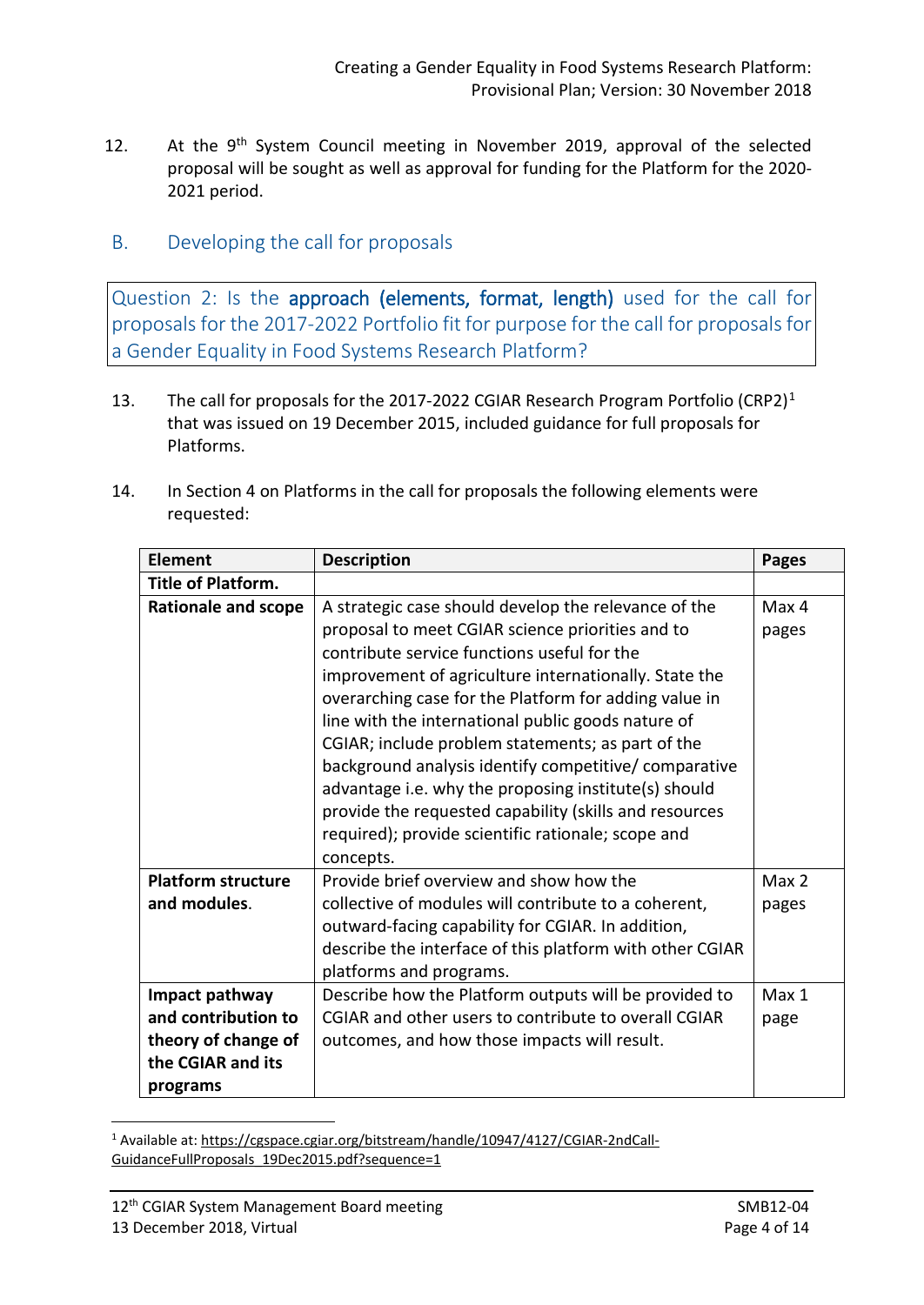12. At the 9th System Council meeting in November 2019, approval of the selected proposal will be sought as well as approval for funding for the Platform for the 2020-2021 period.

## B. Developing the call for proposals

> Question 2: Is the **approach (elements, format, length)** used for the call for proposals for the 2017-2022 Portfolio fit for purpose for the call for proposals for a Gender Equality in Food Systems Research Platform?

13. The call for proposals for the 2017-2022 CGIAR Research Program Portfolio (CRP2)[1] that was issued on 19 December 2015, included guidance for full proposals for Platforms.

14. In Section 4 on Platforms in the call for proposals the following elements were requested:

| Element | Description | Pages |
|---|---|---|
| **Title of Platform.** | | |
| **Rationale and scope** | A strategic case should develop the relevance of the proposal to meet CGIAR science priorities and to contribute service functions useful for the improvement of agriculture internationally. State the overarching case for the Platform for adding value in line with the international public goods nature of CGIAR; include problem statements; as part of the background analysis identify competitive/ comparative advantage i.e. why the proposing institute(s) should provide the requested capability (skills and resources required); provide scientific rationale; scope and concepts. | Max 4 pages |
| **Platform structure and modules.** | Provide brief overview and show how the collective of modules will contribute to a coherent, outward-facing capability for CGIAR. In addition, describe the interface of this platform with other CGIAR platforms and programs. | Max 2 pages |
| **Impact pathway and contribution to theory of change of the CGIAR and its programs** | Describe how the Platform outputs will be provided to CGIAR and other users to contribute to overall CGIAR outcomes, and how those impacts will result. | Max 1 page |

[1] Available at: https://cgspace.cgiar.org/bitstream/handle/10947/4127/CGIAR-2ndCall-GuidanceFullProposals_19Dec2015.pdf?sequence=1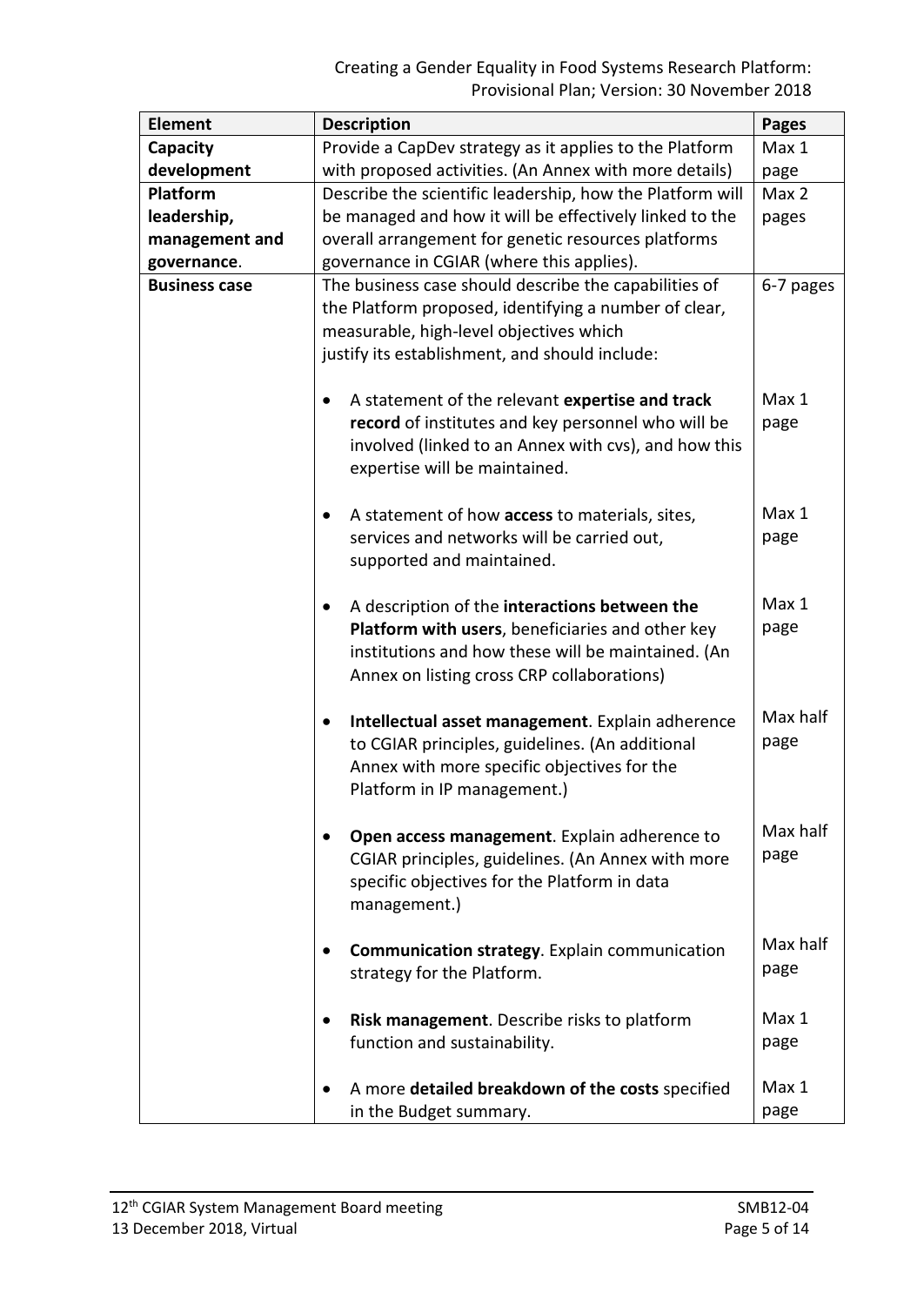| Element | Description | Pages |
|---|---|---|
| **Capacity development** | Provide a CapDev strategy as it applies to the Platform with proposed activities. (An Annex with more details) | Max 1 page |
| **Platform leadership, management and governance**. | Describe the scientific leadership, how the Platform will be managed and how it will be effectively linked to the overall arrangement for genetic resources platforms governance in CGIAR (where this applies). | Max 2 pages |
| **Business case** | The business case should describe the capabilities of the Platform proposed, identifying a number of clear, measurable, high-level objectives which justify its establishment, and should include: | 6-7 pages |
| | • A statement of the relevant **expertise and track record** of institutes and key personnel who will be involved (linked to an Annex with cvs), and how this expertise will be maintained. | Max 1 page |
| | • A statement of how **access** to materials, sites, services and networks will be carried out, supported and maintained. | Max 1 page |
| | • A description of the **interactions between the Platform with users**, beneficiaries and other key institutions and how these will be maintained. (An Annex on listing cross CRP collaborations) | Max 1 page |
| | • **Intellectual asset management**. Explain adherence to CGIAR principles, guidelines. (An additional Annex with more specific objectives for the Platform in IP management.) | Max half page |
| | • **Open access management**. Explain adherence to CGIAR principles, guidelines. (An Annex with more specific objectives for the Platform in data management.) | Max half page |
| | • **Communication strategy**. Explain communication strategy for the Platform. | Max half page |
| | • **Risk management**. Describe risks to platform function and sustainability. | Max 1 page |
| | • A more **detailed breakdown of the costs** specified in the Budget summary. | Max 1 page |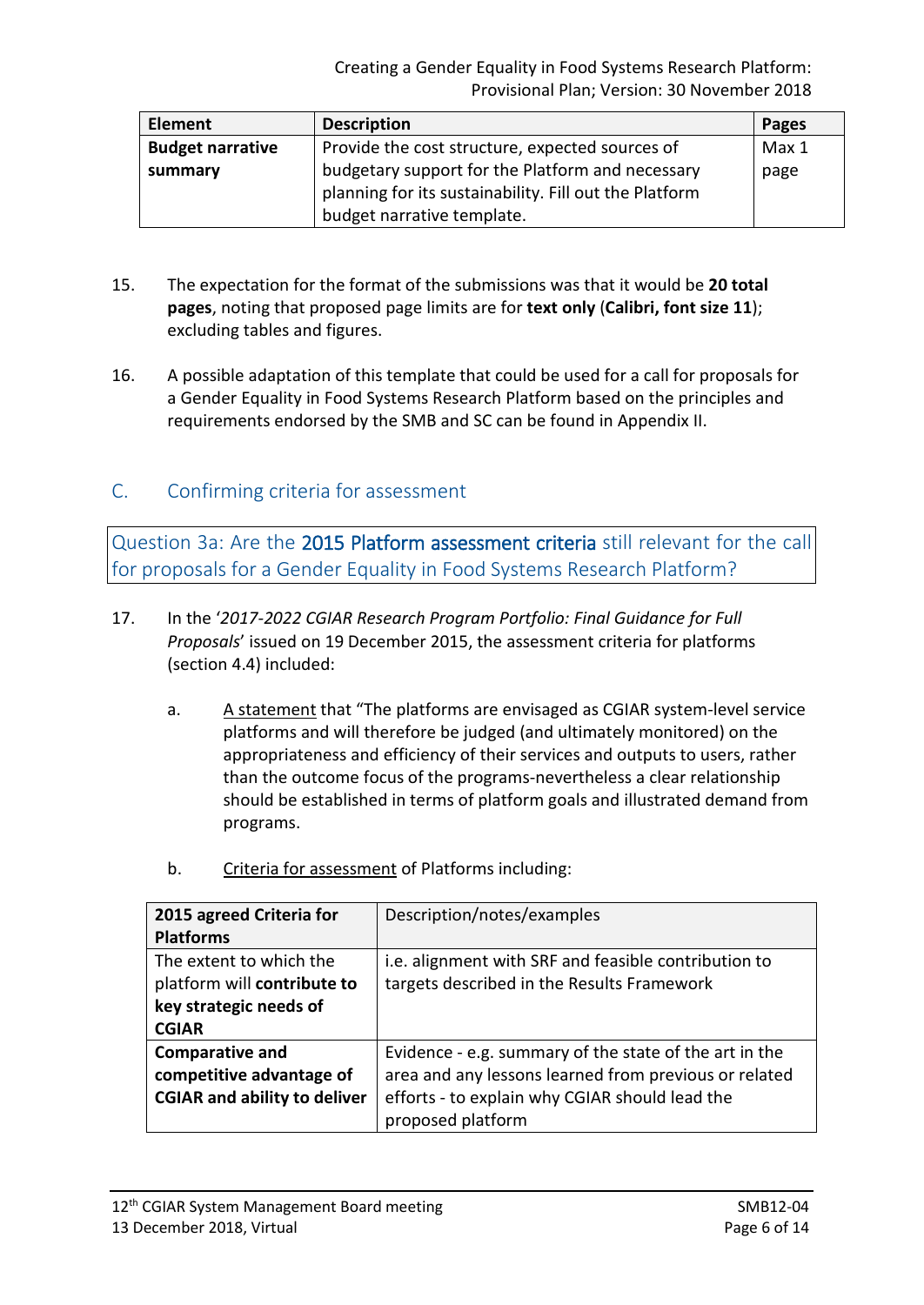| Element | Description | Pages |
|---|---|---|
| **Budget narrative summary** | Provide the cost structure, expected sources of budgetary support for the Platform and necessary planning for its sustainability. Fill out the Platform budget narrative template. | Max 1 page |

15. The expectation for the format of the submissions was that it would be **20 total pages**, noting that proposed page limits are for **text only** (**Calibri, font size 11**); excluding tables and figures.

16. A possible adaptation of this template that could be used for a call for proposals for a Gender Equality in Food Systems Research Platform based on the principles and requirements endorsed by the SMB and SC can be found in Appendix II.

## C. Confirming criteria for assessment

Question 3a: Are the 2015 Platform assessment criteria still relevant for the call for proposals for a Gender Equality in Food Systems Research Platform?

17. In the '*2017-2022 CGIAR Research Program Portfolio: Final Guidance for Full Proposals*' issued on 19 December 2015, the assessment criteria for platforms (section 4.4) included:

    a. A statement that "The platforms are envisaged as CGIAR system-level service platforms and will therefore be judged (and ultimately monitored) on the appropriateness and efficiency of their services and outputs to users, rather than the outcome focus of the programs-nevertheless a clear relationship should be established in terms of platform goals and illustrated demand from programs.

    b. Criteria for assessment of Platforms including:

| 2015 agreed Criteria for Platforms | Description/notes/examples |
|---|---|
| The extent to which the platform will **contribute to key strategic needs of CGIAR** | i.e. alignment with SRF and feasible contribution to targets described in the Results Framework |
| **Comparative and competitive advantage of CGIAR and ability to deliver** | Evidence - e.g. summary of the state of the art in the area and any lessons learned from previous or related efforts - to explain why CGIAR should lead the proposed platform |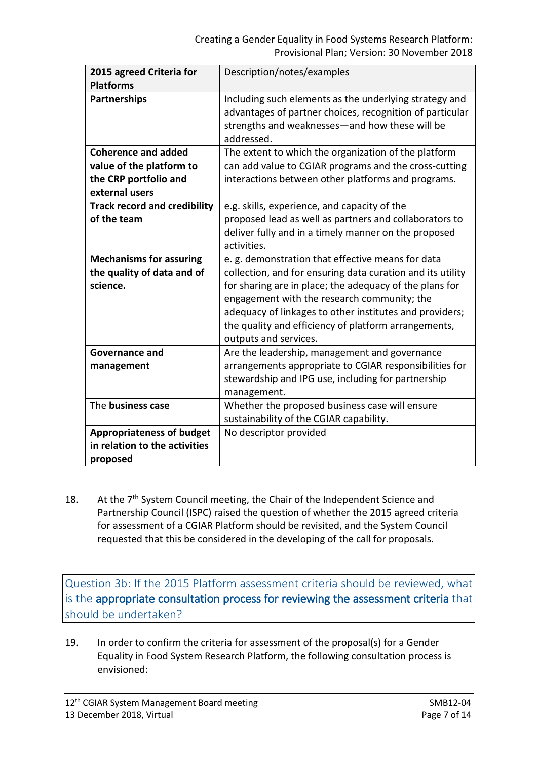| **2015 agreed Criteria for Platforms** | Description/notes/examples |
| --- | --- |
| **Partnerships** | Including such elements as the underlying strategy and advantages of partner choices, recognition of particular strengths and weaknesses—and how these will be addressed. |
| **Coherence and added value of the platform to the CRP portfolio and external users** | The extent to which the organization of the platform can add value to CGIAR programs and the cross-cutting interactions between other platforms and programs. |
| **Track record and credibility of the team** | e.g. skills, experience, and capacity of the proposed lead as well as partners and collaborators to deliver fully and in a timely manner on the proposed activities. |
| **Mechanisms for assuring the quality of data and of science.** | e. g. demonstration that effective means for data collection, and for ensuring data curation and its utility for sharing are in place; the adequacy of the plans for engagement with the research community; the adequacy of linkages to other institutes and providers; the quality and efficiency of platform arrangements, outputs and services. |
| **Governance and management** | Are the leadership, management and governance arrangements appropriate to CGIAR responsibilities for stewardship and IPG use, including for partnership management. |
| The **business case** | Whether the proposed business case will ensure sustainability of the CGIAR capability. |
| **Appropriateness of budget in relation to the activities proposed** | No descriptor provided |

18. At the 7th System Council meeting, the Chair of the Independent Science and Partnership Council (ISPC) raised the question of whether the 2015 agreed criteria for assessment of a CGIAR Platform should be revisited, and the System Council requested that this be considered in the developing of the call for proposals.

> Question 3b: If the 2015 Platform assessment criteria should be reviewed, what is the **appropriate consultation process for reviewing the assessment criteria** that should be undertaken?

19. In order to confirm the criteria for assessment of the proposal(s) for a Gender Equality in Food System Research Platform, the following consultation process is envisioned: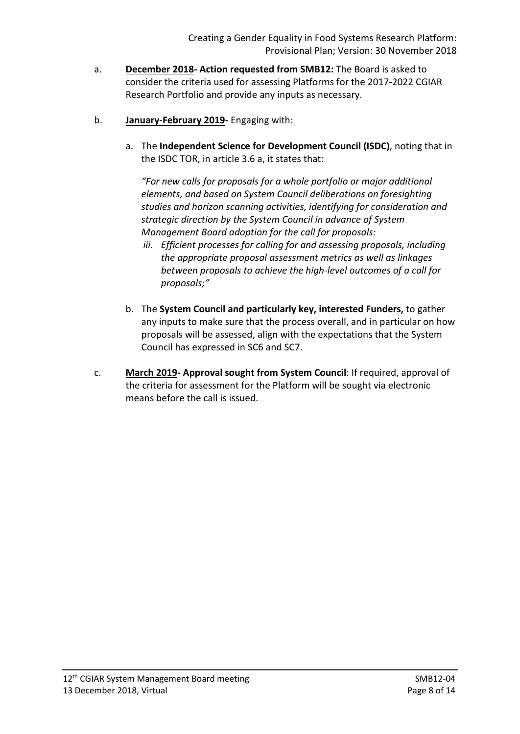a. **December 2018- Action requested from SMB12:** The Board is asked to consider the criteria used for assessing Platforms for the 2017-2022 CGIAR Research Portfolio and provide any inputs as necessary.

b. **January-February 2019-** Engaging with:

   a. The **Independent Science for Development Council (ISDC)**, noting that in the ISDC TOR, in article 3.6 a, it states that:

      *"For new calls for proposals for a whole portfolio or major additional elements, and based on System Council deliberations on foresighting studies and horizon scanning activities, identifying for consideration and strategic direction by the System Council in advance of System Management Board adoption for the call for proposals:*

      *iii. Efficient processes for calling for and assessing proposals, including the appropriate proposal assessment metrics as well as linkages between proposals to achieve the high-level outcomes of a call for proposals;"*

   b. The **System Council and particularly key, interested Funders,** to gather any inputs to make sure that the process overall, and in particular on how proposals will be assessed, align with the expectations that the System Council has expressed in SC6 and SC7.

c. **March 2019- Approval sought from System Council**: If required, approval of the criteria for assessment for the Platform will be sought via electronic means before the call is issued.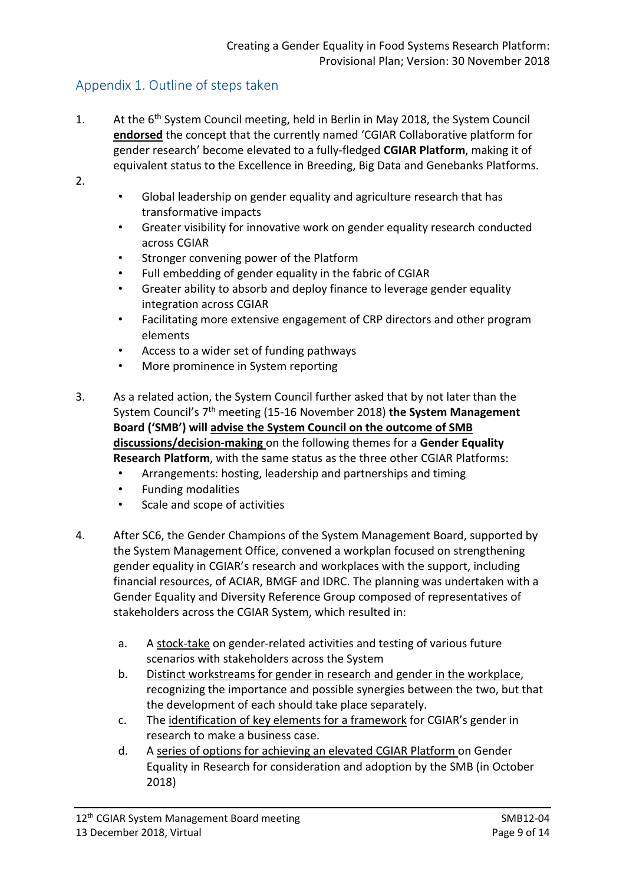## Appendix 1. Outline of steps taken

1. At the 6th System Council meeting, held in Berlin in May 2018, the System Council <u>**endorsed**</u> the concept that the currently named 'CGIAR Collaborative platform for gender research' become elevated to a fully-fledged **CGIAR Platform**, making it of equivalent status to the Excellence in Breeding, Big Data and Genebanks Platforms.

2. 
   - Global leadership on gender equality and agriculture research that has transformative impacts
   - Greater visibility for innovative work on gender equality research conducted across CGIAR
   - Stronger convening power of the Platform
   - Full embedding of gender equality in the fabric of CGIAR
   - Greater ability to absorb and deploy finance to leverage gender equality integration across CGIAR
   - Facilitating more extensive engagement of CRP directors and other program elements
   - Access to a wider set of funding pathways
   - More prominence in System reporting

3. As a related action, the System Council further asked that by not later than the System Council's 7th meeting (15-16 November 2018) **the System Management Board ('SMB') will <u>advise the System Council on the outcome of SMB discussions/decision-making</u>** on the following themes for a **Gender Equality Research Platform**, with the same status as the three other CGIAR Platforms:
   - Arrangements: hosting, leadership and partnerships and timing
   - Funding modalities
   - Scale and scope of activities

4. After SC6, the Gender Champions of the System Management Board, supported by the System Management Office, convened a workplan focused on strengthening gender equality in CGIAR's research and workplaces with the support, including financial resources, of ACIAR, BMGF and IDRC. The planning was undertaken with a Gender Equality and Diversity Reference Group composed of representatives of stakeholders across the CGIAR System, which resulted in:

   a. A <u>stock-take</u> on gender-related activities and testing of various future scenarios with stakeholders across the System

   b. <u>Distinct workstreams for gender in research and gender in the workplace</u>, recognizing the importance and possible synergies between the two, but that the development of each should take place separately.

   c. The <u>identification of key elements for a framework</u> for CGIAR's gender in research to make a business case.

   d. A <u>series of options for achieving an elevated CGIAR Platform</u> on Gender Equality in Research for consideration and adoption by the SMB (in October 2018)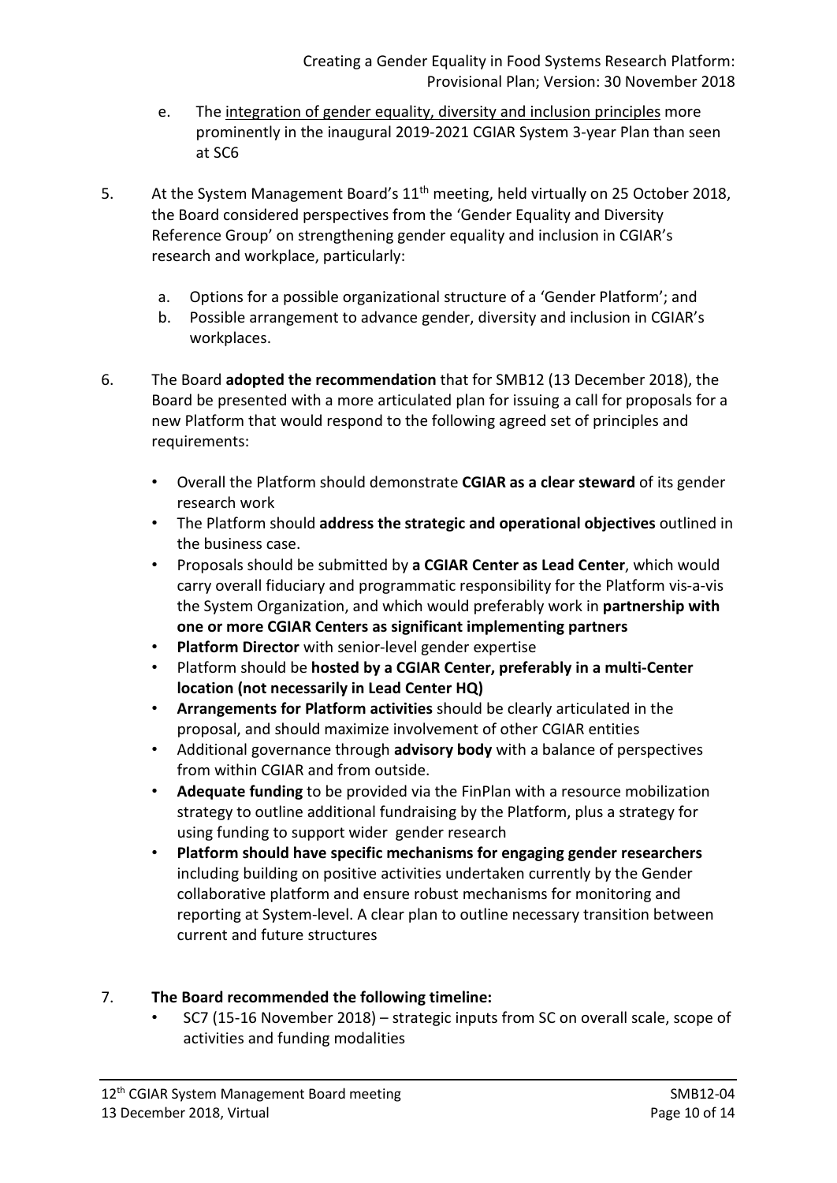e. The integration of gender equality, diversity and inclusion principles more prominently in the inaugural 2019-2021 CGIAR System 3-year Plan than seen at SC6

5. At the System Management Board's 11th meeting, held virtually on 25 October 2018, the Board considered perspectives from the 'Gender Equality and Diversity Reference Group' on strengthening gender equality and inclusion in CGIAR's research and workplace, particularly:

   a. Options for a possible organizational structure of a 'Gender Platform'; and
   b. Possible arrangement to advance gender, diversity and inclusion in CGIAR's workplaces.

6. The Board **adopted the recommendation** that for SMB12 (13 December 2018), the Board be presented with a more articulated plan for issuing a call for proposals for a new Platform that would respond to the following agreed set of principles and requirements:

   - Overall the Platform should demonstrate **CGIAR as a clear steward** of its gender research work
   - The Platform should **address the strategic and operational objectives** outlined in the business case.
   - Proposals should be submitted by **a CGIAR Center as Lead Center**, which would carry overall fiduciary and programmatic responsibility for the Platform vis-a-vis the System Organization, and which would preferably work in **partnership with one or more CGIAR Centers as significant implementing partners**
   - **Platform Director** with senior-level gender expertise
   - Platform should be **hosted by a CGIAR Center, preferably in a multi-Center location (not necessarily in Lead Center HQ)**
   - **Arrangements for Platform activities** should be clearly articulated in the proposal, and should maximize involvement of other CGIAR entities
   - Additional governance through **advisory body** with a balance of perspectives from within CGIAR and from outside.
   - **Adequate funding** to be provided via the FinPlan with a resource mobilization strategy to outline additional fundraising by the Platform, plus a strategy for using funding to support wider gender research
   - **Platform should have specific mechanisms for engaging gender researchers** including building on positive activities undertaken currently by the Gender collaborative platform and ensure robust mechanisms for monitoring and reporting at System-level. A clear plan to outline necessary transition between current and future structures

7. **The Board recommended the following timeline:**
   - SC7 (15-16 November 2018) – strategic inputs from SC on overall scale, scope of activities and funding modalities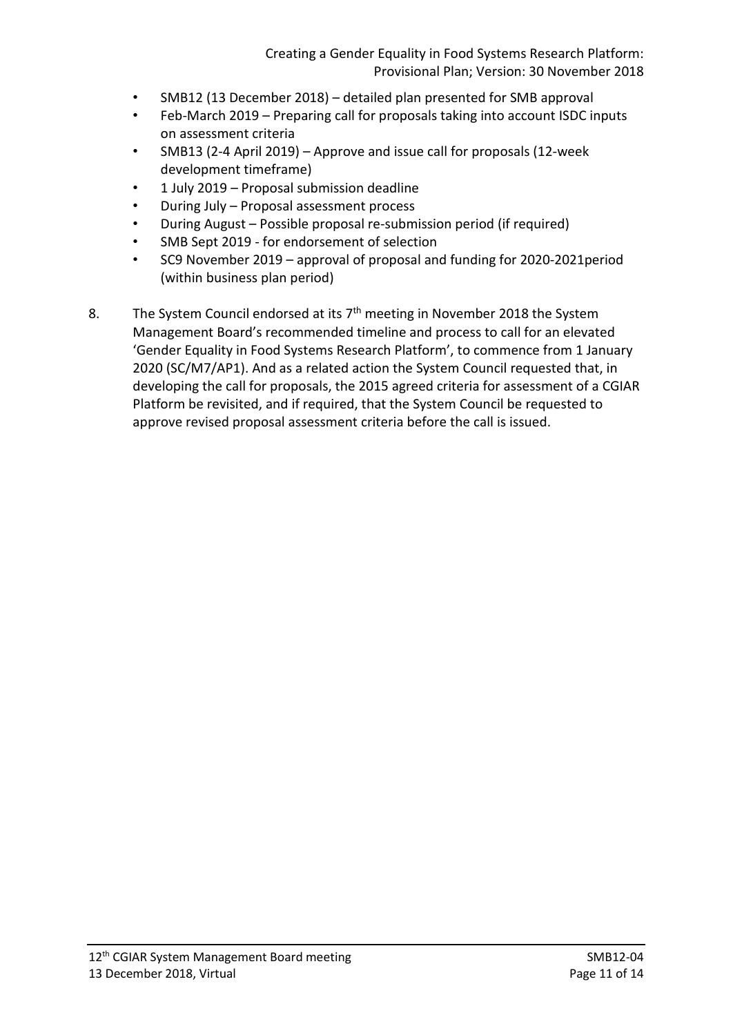- SMB12 (13 December 2018) – detailed plan presented for SMB approval
- Feb-March 2019 – Preparing call for proposals taking into account ISDC inputs on assessment criteria
- SMB13 (2-4 April 2019) – Approve and issue call for proposals (12-week development timeframe)
- 1 July 2019 – Proposal submission deadline
- During July – Proposal assessment process
- During August – Possible proposal re-submission period (if required)
- SMB Sept 2019 - for endorsement of selection
- SC9 November 2019 – approval of proposal and funding for 2020-2021period (within business plan period)

8. The System Council endorsed at its 7th meeting in November 2018 the System Management Board's recommended timeline and process to call for an elevated 'Gender Equality in Food Systems Research Platform', to commence from 1 January 2020 (SC/M7/AP1). And as a related action the System Council requested that, in developing the call for proposals, the 2015 agreed criteria for assessment of a CGIAR Platform be revisited, and if required, that the System Council be requested to approve revised proposal assessment criteria before the call is issued.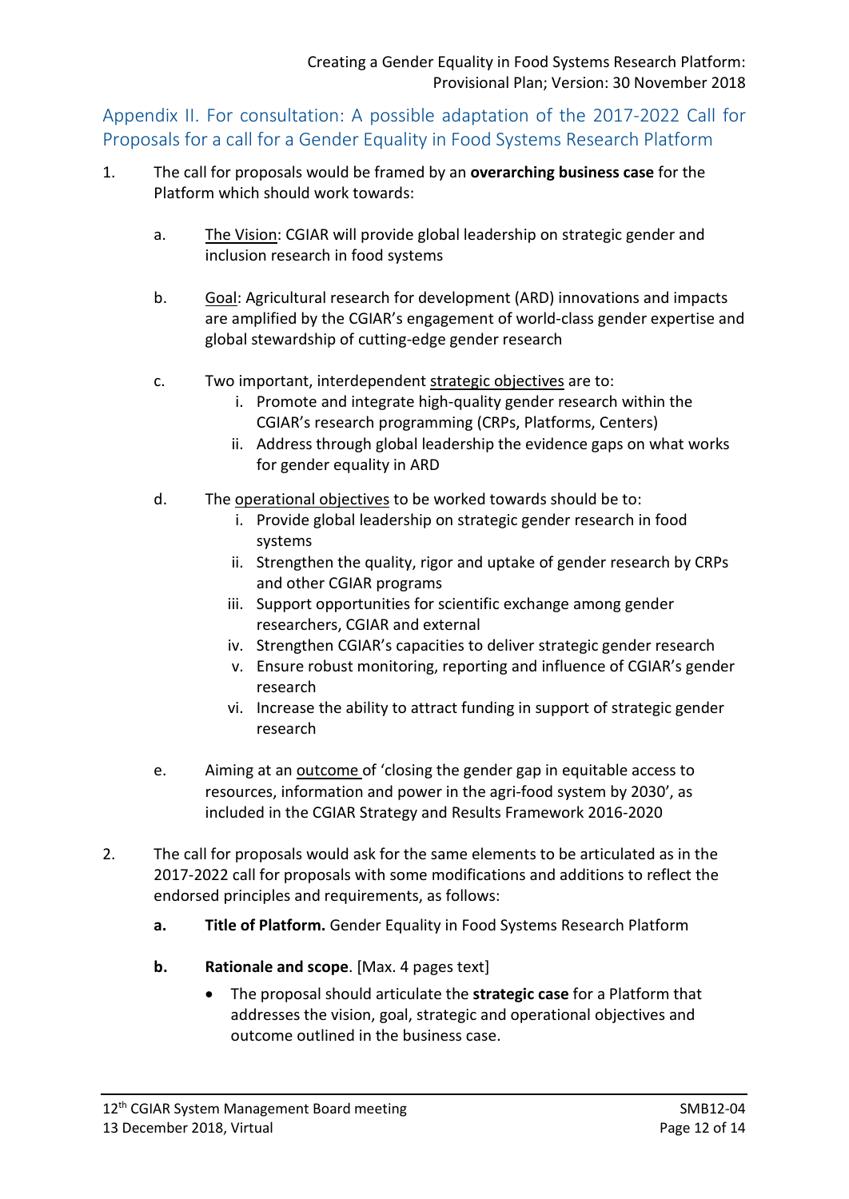## Appendix II. For consultation: A possible adaptation of the 2017-2022 Call for Proposals for a call for a Gender Equality in Food Systems Research Platform

1. The call for proposals would be framed by an **overarching business case** for the Platform which should work towards:

   a. The Vision: CGIAR will provide global leadership on strategic gender and inclusion research in food systems

   b. Goal: Agricultural research for development (ARD) innovations and impacts are amplified by the CGIAR's engagement of world-class gender expertise and global stewardship of cutting-edge gender research

   c. Two important, interdependent strategic objectives are to:
      i. Promote and integrate high-quality gender research within the CGIAR's research programming (CRPs, Platforms, Centers)
      ii. Address through global leadership the evidence gaps on what works for gender equality in ARD

   d. The operational objectives to be worked towards should be to:
      i. Provide global leadership on strategic gender research in food systems
      ii. Strengthen the quality, rigor and uptake of gender research by CRPs and other CGIAR programs
      iii. Support opportunities for scientific exchange among gender researchers, CGIAR and external
      iv. Strengthen CGIAR's capacities to deliver strategic gender research
      v. Ensure robust monitoring, reporting and influence of CGIAR's gender research
      vi. Increase the ability to attract funding in support of strategic gender research

   e. Aiming at an outcome of 'closing the gender gap in equitable access to resources, information and power in the agri-food system by 2030', as included in the CGIAR Strategy and Results Framework 2016-2020

2. The call for proposals would ask for the same elements to be articulated as in the 2017-2022 call for proposals with some modifications and additions to reflect the endorsed principles and requirements, as follows:

   **a. Title of Platform.** Gender Equality in Food Systems Research Platform

   **b. Rationale and scope**. [Max. 4 pages text]

   - The proposal should articulate the **strategic case** for a Platform that addresses the vision, goal, strategic and operational objectives and outcome outlined in the business case.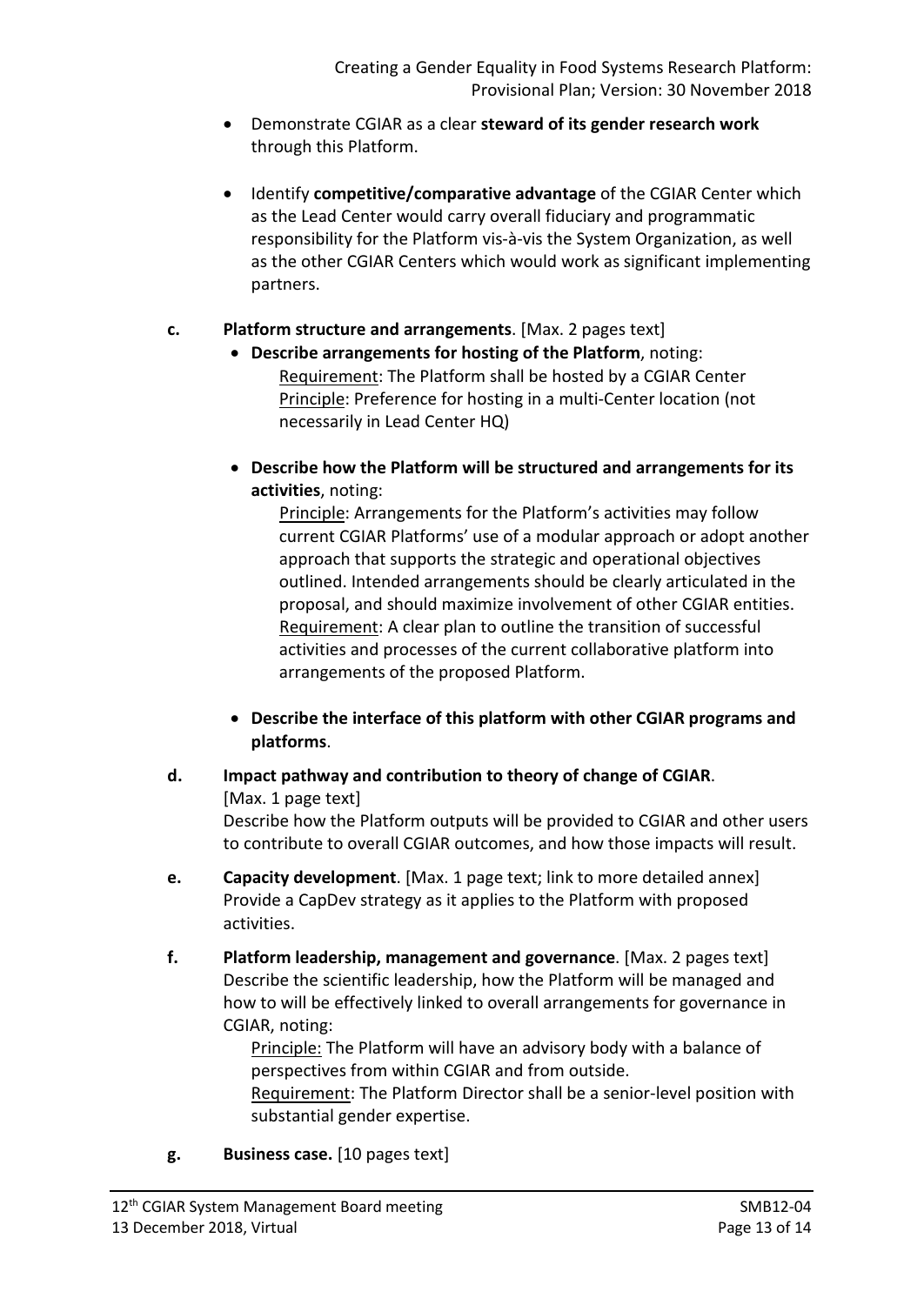- Demonstrate CGIAR as a clear **steward of its gender research work** through this Platform.

- Identify **competitive/comparative advantage** of the CGIAR Center which as the Lead Center would carry overall fiduciary and programmatic responsibility for the Platform vis-à-vis the System Organization, as well as the other CGIAR Centers which would work as significant implementing partners.

**c. Platform structure and arrangements**. [Max. 2 pages text]

- **Describe arrangements for hosting of the Platform**, noting:
  Requirement: The Platform shall be hosted by a CGIAR Center
  Principle: Preference for hosting in a multi-Center location (not necessarily in Lead Center HQ)

- **Describe how the Platform will be structured and arrangements for its activities**, noting:
  Principle: Arrangements for the Platform's activities may follow current CGIAR Platforms' use of a modular approach or adopt another approach that supports the strategic and operational objectives outlined. Intended arrangements should be clearly articulated in the proposal, and should maximize involvement of other CGIAR entities.
  Requirement: A clear plan to outline the transition of successful activities and processes of the current collaborative platform into arrangements of the proposed Platform.

- **Describe the interface of this platform with other CGIAR programs and platforms**.

**d. Impact pathway and contribution to theory of change of CGIAR**. [Max. 1 page text]
Describe how the Platform outputs will be provided to CGIAR and other users to contribute to overall CGIAR outcomes, and how those impacts will result.

**e. Capacity development**. [Max. 1 page text; link to more detailed annex]
Provide a CapDev strategy as it applies to the Platform with proposed activities.

**f. Platform leadership, management and governance**. [Max. 2 pages text]
Describe the scientific leadership, how the Platform will be managed and how to will be effectively linked to overall arrangements for governance in CGIAR, noting:
  Principle: The Platform will have an advisory body with a balance of perspectives from within CGIAR and from outside.
  Requirement: The Platform Director shall be a senior-level position with substantial gender expertise.

**g. Business case.** [10 pages text]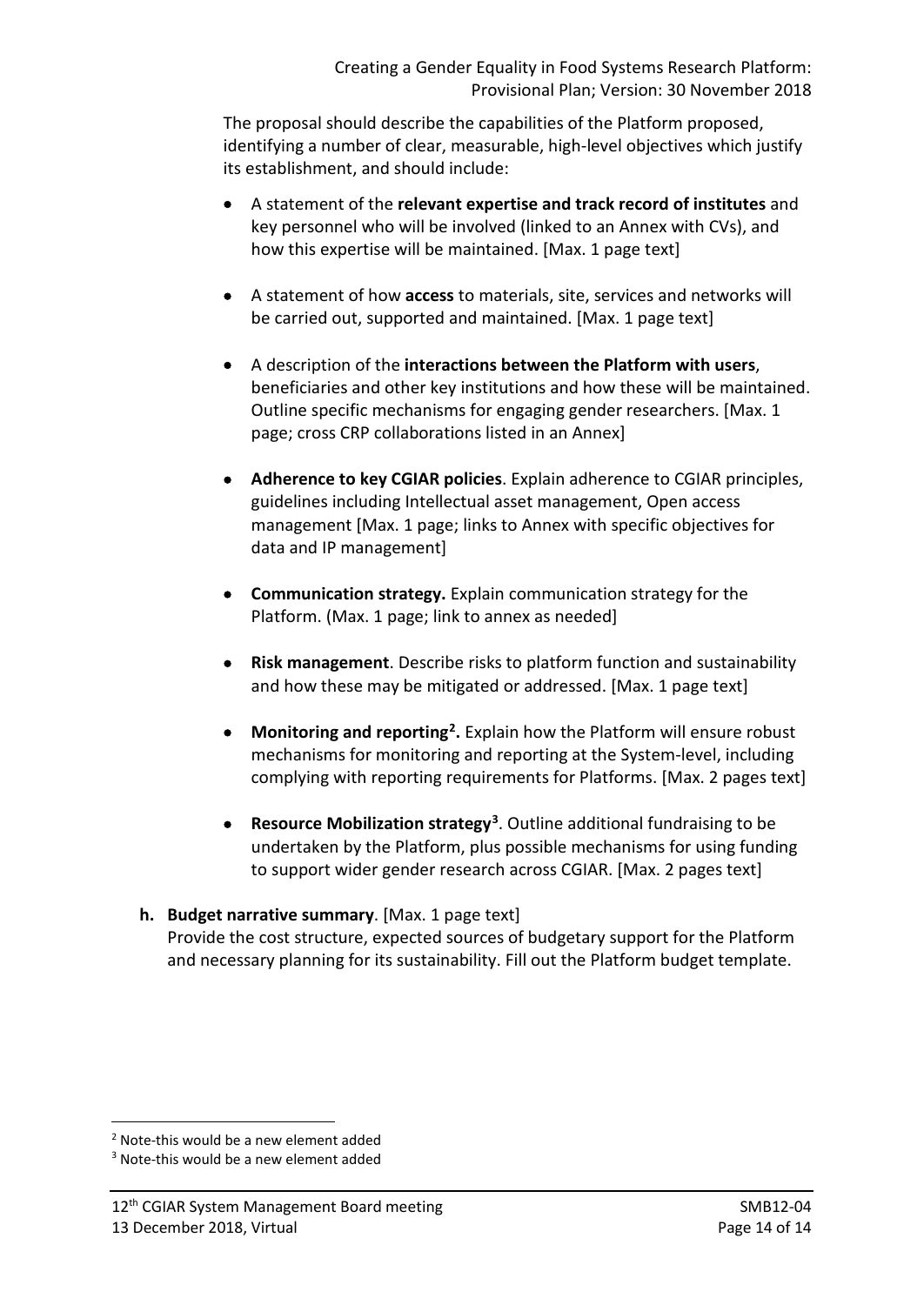The proposal should describe the capabilities of the Platform proposed, identifying a number of clear, measurable, high-level objectives which justify its establishment, and should include:

- A statement of the **relevant expertise and track record of institutes** and key personnel who will be involved (linked to an Annex with CVs), and how this expertise will be maintained. [Max. 1 page text]

- A statement of how **access** to materials, site, services and networks will be carried out, supported and maintained. [Max. 1 page text]

- A description of the **interactions between the Platform with users**, beneficiaries and other key institutions and how these will be maintained. Outline specific mechanisms for engaging gender researchers. [Max. 1 page; cross CRP collaborations listed in an Annex]

- **Adherence to key CGIAR policies**. Explain adherence to CGIAR principles, guidelines including Intellectual asset management, Open access management [Max. 1 page; links to Annex with specific objectives for data and IP management]

- **Communication strategy.** Explain communication strategy for the Platform. (Max. 1 page; link to annex as needed]

- **Risk management**. Describe risks to platform function and sustainability and how these may be mitigated or addressed. [Max. 1 page text]

- **Monitoring and reporting[2].** Explain how the Platform will ensure robust mechanisms for monitoring and reporting at the System-level, including complying with reporting requirements for Platforms. [Max. 2 pages text]

- **Resource Mobilization strategy[3]**. Outline additional fundraising to be undertaken by the Platform, plus possible mechanisms for using funding to support wider gender research across CGIAR. [Max. 2 pages text]

**h. Budget narrative summary**. [Max. 1 page text]
Provide the cost structure, expected sources of budgetary support for the Platform and necessary planning for its sustainability. Fill out the Platform budget template.

[2] Note-this would be a new element added

[3] Note-this would be a new element added